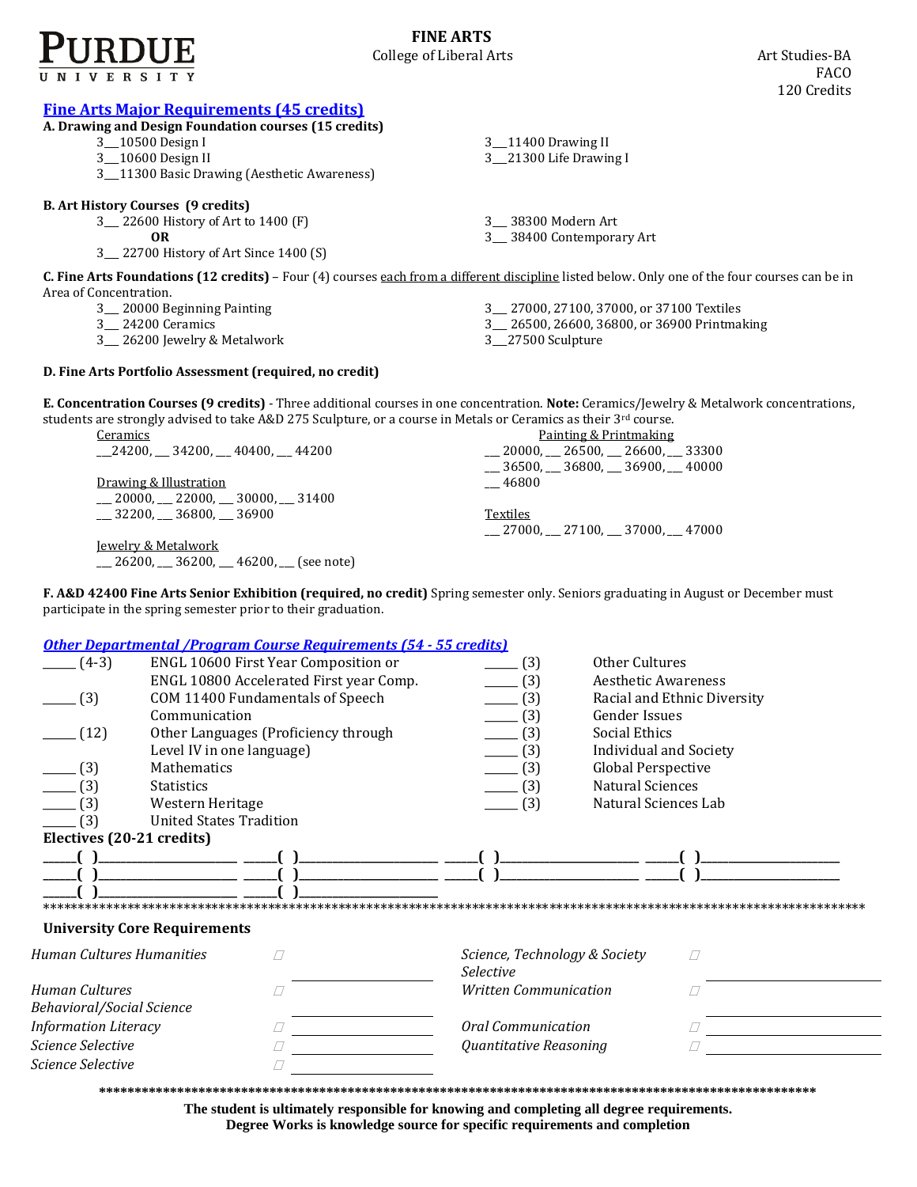PURDUE UNIVERSITY

# FINE ARTS

College of Liberal Arts

Art Studies-BA
FACO
120 Credits

## Fine Arts Major Requirements (45 credits)

**A. Drawing and Design Foundation courses (15 credits)**

3__10500 Design I
3__10600 Design II
3__11300 Basic Drawing (Aesthetic Awareness)
3__11400 Drawing II
3__21300 Life Drawing I

**B. Art History Courses (9 credits)**

3__ 22600 History of Art to 1400 (F)
**OR**
3__ 22700 History of Art Since 1400 (S)
3__ 38300 Modern Art
3__ 38400 Contemporary Art

**C. Fine Arts Foundations (12 credits)** – Four (4) courses each from a different discipline listed below. Only one of the four courses can be in Area of Concentration.

3__ 20000 Beginning Painting
3__ 24200 Ceramics
3__ 26200 Jewelry & Metalwork
3__ 27000, 27100, 37000, or 37100 Textiles
3__ 26500, 26600, 36800, or 36900 Printmaking
3__27500 Sculpture

**D. Fine Arts Portfolio Assessment (required, no credit)**

**E. Concentration Courses (9 credits)** - Three additional courses in one concentration. **Note:** Ceramics/Jewelry & Metalwork concentrations, students are strongly advised to take A&D 275 Sculpture, or a course in Metals or Ceramics as their 3rd course.

Ceramics
__24200, __ 34200, __ 40400, __ 44200

Drawing & Illustration
__ 20000, __ 22000, __ 30000, __ 31400
__ 32200, __ 36800, __ 36900

Jewelry & Metalwork
__ 26200, __ 36200, __ 46200, __ (see note)

Painting & Printmaking
__ 20000, __ 26500, __ 26600, __ 33300
__ 36500, __ 36800, __ 36900, __ 40000
__ 46800

Textiles
__ 27000, __ 27100, __ 37000, __ 47000

**F. A&D 42400 Fine Arts Senior Exhibition (required, no credit)** Spring semester only. Seniors graduating in August or December must participate in the spring semester prior to their graduation.

## Other Departmental /Program Course Requirements (54 - 55 credits)

____ (4-3) ENGL 10600 First Year Composition or ENGL 10800 Accelerated First year Comp.
____ (3) COM 11400 Fundamentals of Speech Communication
____ (12) Other Languages (Proficiency through Level IV in one language)
____ (3) Mathematics
____ (3) Statistics
____ (3) Western Heritage
____ (3) United States Tradition
____ (3) Other Cultures
____ (3) Aesthetic Awareness
____ (3) Racial and Ethnic Diversity
____ (3) Gender Issues
____ (3) Social Ethics
____ (3) Individual and Society
____ (3) Global Perspective
____ (3) Natural Sciences
____ (3) Natural Sciences Lab

**Electives (20-21 credits)**

____( )____________ ____( )____________ ____( )____________ ____( )____________
____( )____________ ____( )____________ ____( )____________ ____( )____________
____( )____________ ____( )____________

**University Core Requirements**

| | | | | | |
|---|---|---|---|---|---|
| *Human Cultures Humanities* | ☐ | ________ | *Science, Technology & Society Selective* | ☐ | ________ |
| *Human Cultures Behavioral/Social Science* | ☐ | ________ | *Written Communication* | ☐ | ________ |
| *Information Literacy* | ☐ | ________ | *Oral Communication* | ☐ | ________ |
| *Science Selective* | ☐ | ________ | *Quantitative Reasoning* | ☐ | ________ |
| *Science Selective* | ☐ | ________ | | | |

**The student is ultimately responsible for knowing and completing all degree requirements.**
**Degree Works is knowledge source for specific requirements and completion**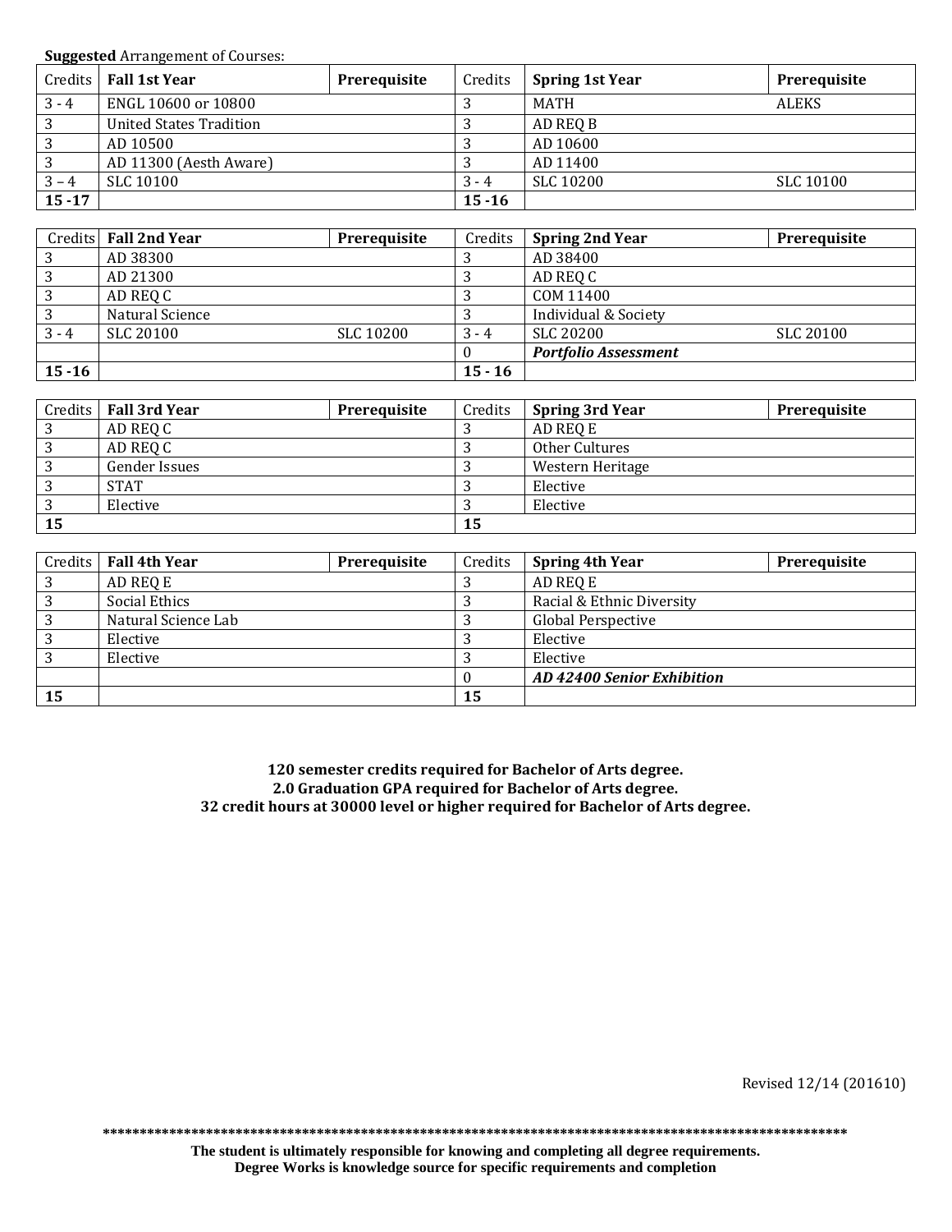**Suggested** Arrangement of Courses:

| Credits | Fall 1st Year | Prerequisite | Credits | Spring 1st Year | Prerequisite |
|---|---|---|---|---|---|
| 3 - 4 | ENGL 10600 or 10800 | | 3 | MATH | ALEKS |
| 3 | United States Tradition | | 3 | AD REQ B | |
| 3 | AD 10500 | | 3 | AD 10600 | |
| 3 | AD 11300 (Aesth Aware) | | 3 | AD 11400 | |
| 3 – 4 | SLC 10100 | | 3 - 4 | SLC 10200 | SLC 10100 |
| **15 -17** | | | **15 -16** | | |

| Credits | Fall 2nd Year | Prerequisite | Credits | Spring 2nd Year | Prerequisite |
|---|---|---|---|---|---|
| 3 | AD 38300 | | 3 | AD 38400 | |
| 3 | AD 21300 | | 3 | AD REQ C | |
| 3 | AD REQ C | | 3 | COM 11400 | |
| 3 | Natural Science | | 3 | Individual & Society | |
| 3 - 4 | SLC 20100 | SLC 10200 | 3 - 4 | SLC 20200 | SLC 20100 |
| | | | 0 | ***Portfolio Assessment*** | |
| **15 -16** | | | **15 - 16** | | |

| Credits | Fall 3rd Year | Prerequisite | Credits | Spring 3rd Year | Prerequisite |
|---|---|---|---|---|---|
| 3 | AD REQ C | | 3 | AD REQ E | |
| 3 | AD REQ C | | 3 | Other Cultures | |
| 3 | Gender Issues | | 3 | Western Heritage | |
| 3 | STAT | | 3 | Elective | |
| 3 | Elective | | 3 | Elective | |
| **15** | | | **15** | | |

| Credits | Fall 4th Year | Prerequisite | Credits | Spring 4th Year | Prerequisite |
|---|---|---|---|---|---|
| 3 | AD REQ E | | 3 | AD REQ E | |
| 3 | Social Ethics | | 3 | Racial & Ethnic Diversity | |
| 3 | Natural Science Lab | | 3 | Global Perspective | |
| 3 | Elective | | 3 | Elective | |
| 3 | Elective | | 3 | Elective | |
| | | | 0 | ***AD 42400 Senior Exhibition*** | |
| **15** | | | **15** | | |

**120 semester credits required for Bachelor of Arts degree.**
**2.0 Graduation GPA required for Bachelor of Arts degree.**
**32 credit hours at 30000 level or higher required for Bachelor of Arts degree.**

Revised 12/14 (201610)

**********************************************************************************************************

**The student is ultimately responsible for knowing and completing all degree requirements.**
**Degree Works is knowledge source for specific requirements and completion**